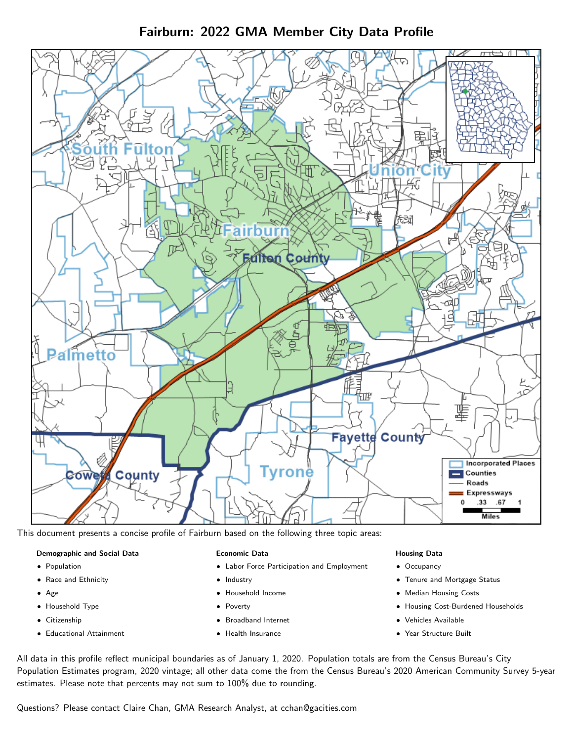# Fairburn: 2022 GMA Member City Data Profile

This document presents a concise profile of Fairburn based on the following three topic areas:

**Demographic and Social Data**

- Population
- Race and Ethnicity
- Age
- Household Type
- Citizenship
- Educational Attainment

**Economic Data**

- Labor Force Participation and Employment
- Industry
- Household Income
- Poverty
- Broadband Internet
- Health Insurance

**Housing Data**

- Occupancy
- Tenure and Mortgage Status
- Median Housing Costs
- Housing Cost-Burdened Households
- Vehicles Available
- Year Structure Built

All data in this profile reflect municipal boundaries as of January 1, 2020. Population totals are from the Census Bureau's City Population Estimates program, 2020 vintage; all other data come the from the Census Bureau's 2020 American Community Survey 5-year estimates. Please note that percents may not sum to 100% due to rounding.

Questions? Please contact Claire Chan, GMA Research Analyst, at cchan@gacities.com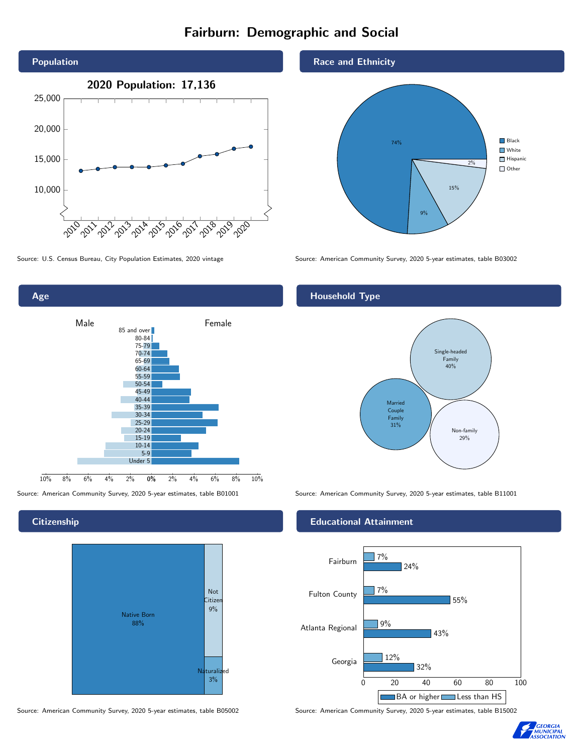# Fairburn: Demographic and Social

## Population

2020 Population: 17,136

Source: U.S. Census Bureau, City Population Estimates, 2020 vintage

## Race and Ethnicity

| Race/Ethnicity | Percent |
|---|---|
| Black | 74% |
| White | 9% |
| Hispanic | 15% |
| Other | 2% |

Source: American Community Survey, 2020 5-year estimates, table B03002

## Age

Source: American Community Survey, 2020 5-year estimates, table B01001

## Household Type

| Household Type | Percent |
|---|---|
| Single-headed Family | 40% |
| Married Couple Family | 31% |
| Non-family | 29% |

Source: American Community Survey, 2020 5-year estimates, table B11001

## Citizenship

| Citizenship | Percent |
|---|---|
| Native Born | 88% |
| Not Citizen | 9% |
| Naturalized | 3% |

Source: American Community Survey, 2020 5-year estimates, table B05002

## Educational Attainment

| Area | Less than HS | BA or higher |
|---|---|---|
| Fairburn | 7% | 24% |
| Fulton County | 7% | 55% |
| Atlanta Regional | 9% | 43% |
| Georgia | 12% | 32% |

Source: American Community Survey, 2020 5-year estimates, table B15002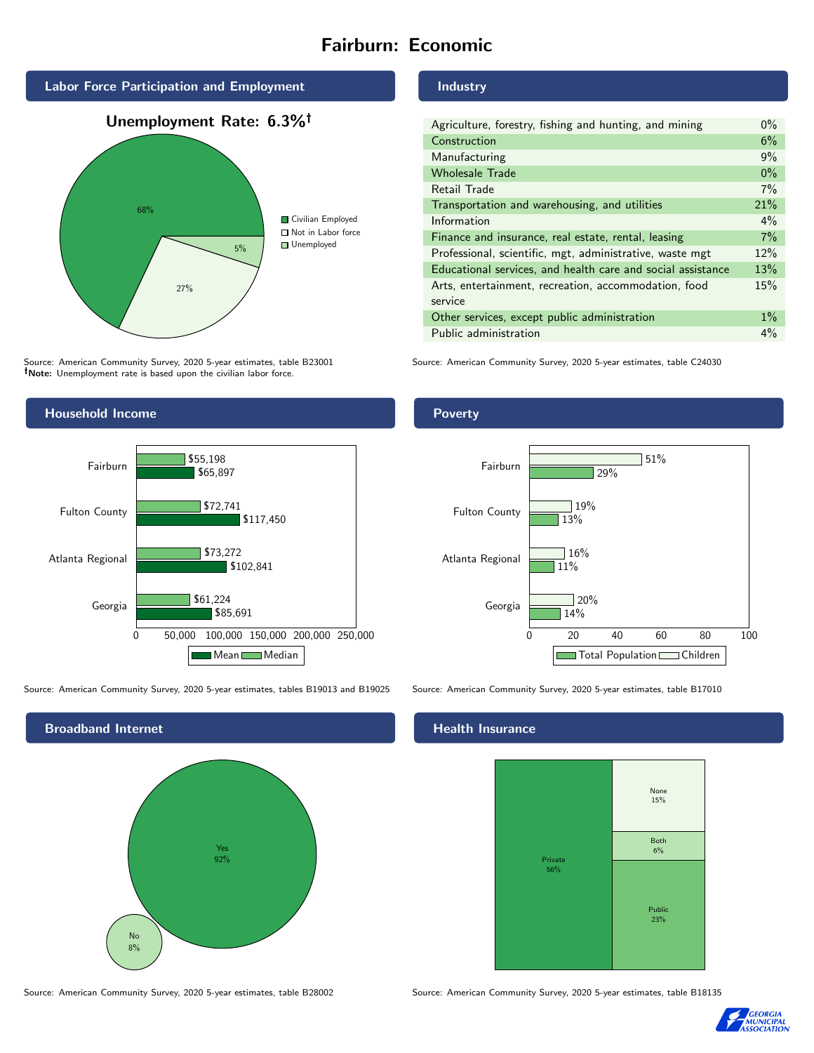# Fairburn: Economic

## Labor Force Participation and Employment

**Unemployment Rate: 6.3%†**

| Category | Percent |
|---|---|
| Civilian Employed | 68% |
| Not in Labor force | 27% |
| Unemployed | 5% |

Source: American Community Survey, 2020 5-year estimates, table B23001
**†Note:** Unemployment rate is based upon the civilian labor force.

## Industry

| Industry | Percent |
|---|---|
| Agriculture, forestry, fishing and hunting, and mining | 0% |
| Construction | 6% |
| Manufacturing | 9% |
| Wholesale Trade | 0% |
| Retail Trade | 7% |
| Transportation and warehousing, and utilities | 21% |
| Information | 4% |
| Finance and insurance, real estate, rental, leasing | 7% |
| Professional, scientific, mgt, administrative, waste mgt | 12% |
| Educational services, and health care and social assistance | 13% |
| Arts, entertainment, recreation, accommodation, food service | 15% |
| Other services, except public administration | 1% |
| Public administration | 4% |

Source: American Community Survey, 2020 5-year estimates, table C24030

## Household Income

| | Median | Mean |
|---|---|---|
| Fairburn | $55,198 | $65,897 |
| Fulton County | $72,741 | $117,450 |
| Atlanta Regional | $73,272 | $102,841 |
| Georgia | $61,224 | $85,691 |

Source: American Community Survey, 2020 5-year estimates, tables B19013 and B19025

## Poverty

| | Children | Total Population |
|---|---|---|
| Fairburn | 51% | 29% |
| Fulton County | 19% | 13% |
| Atlanta Regional | 16% | 11% |
| Georgia | 20% | 14% |

Source: American Community Survey, 2020 5-year estimates, table B17010

## Broadband Internet

| | Percent |
|---|---|
| Yes | 92% |
| No | 8% |

Source: American Community Survey, 2020 5-year estimates, table B28002

## Health Insurance

| | Percent |
|---|---|
| Private | 56% |
| Public | 23% |
| Both | 6% |
| None | 15% |

Source: American Community Survey, 2020 5-year estimates, table B18135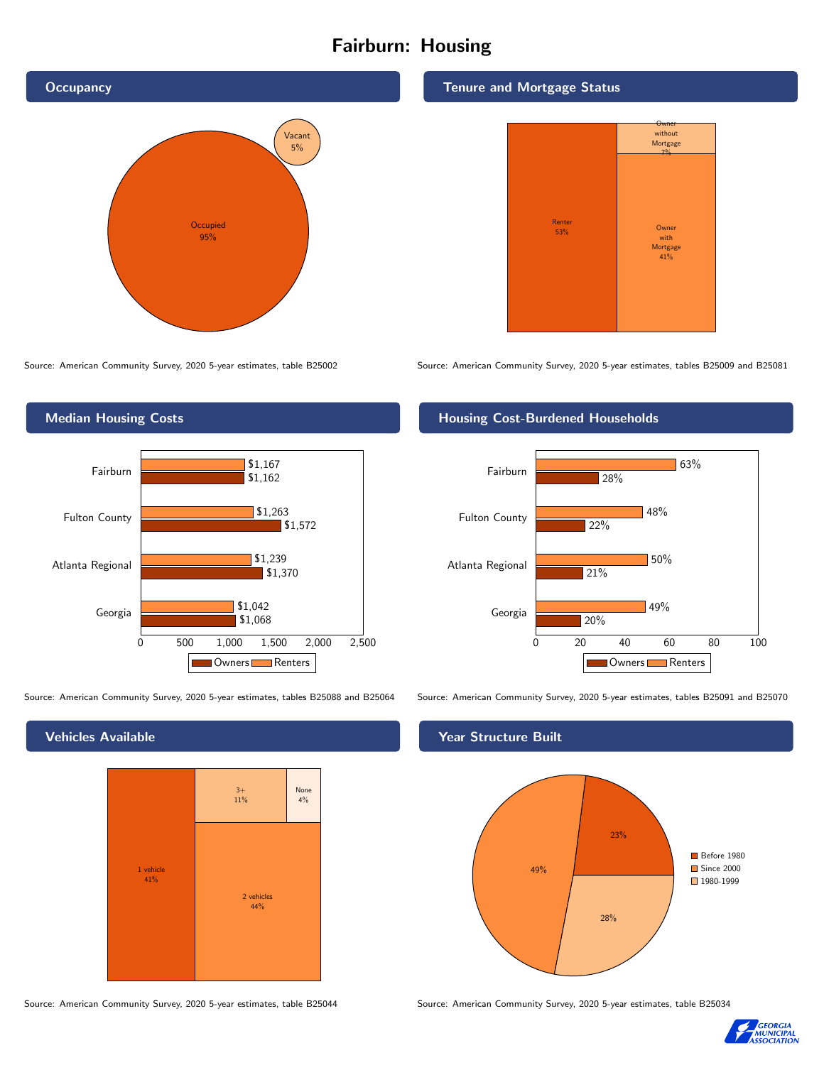# Fairburn: Housing

## Occupancy

Vacant
5%

Occupied
95%

Source: American Community Survey, 2020 5-year estimates, table B25002

## Tenure and Mortgage Status

Renter
53%

Owner without Mortgage
7%

Owner with Mortgage
41%

Source: American Community Survey, 2020 5-year estimates, tables B25009 and B25081

## Median Housing Costs

Fairburn
$1,167
$1,162

Fulton County
$1,263
$1,572

Atlanta Regional
$1,239
$1,370

Georgia
$1,042
$1,068

0 500 1,000 1,500 2,000 2,500

Owners Renters

Source: American Community Survey, 2020 5-year estimates, tables B25088 and B25064

## Housing Cost-Burdened Households

Fairburn
63%
28%

Fulton County
48%
22%

Atlanta Regional
50%
21%

Georgia
49%
20%

0 20 40 60 80 100

Owners Renters

Source: American Community Survey, 2020 5-year estimates, tables B25091 and B25070

## Vehicles Available

1 vehicle
41%

3+
11%

None
4%

2 vehicles
44%

Source: American Community Survey, 2020 5-year estimates, table B25044

## Year Structure Built

23%

49%

28%

Before 1980
Since 2000
1980-1999

Source: American Community Survey, 2020 5-year estimates, table B25034